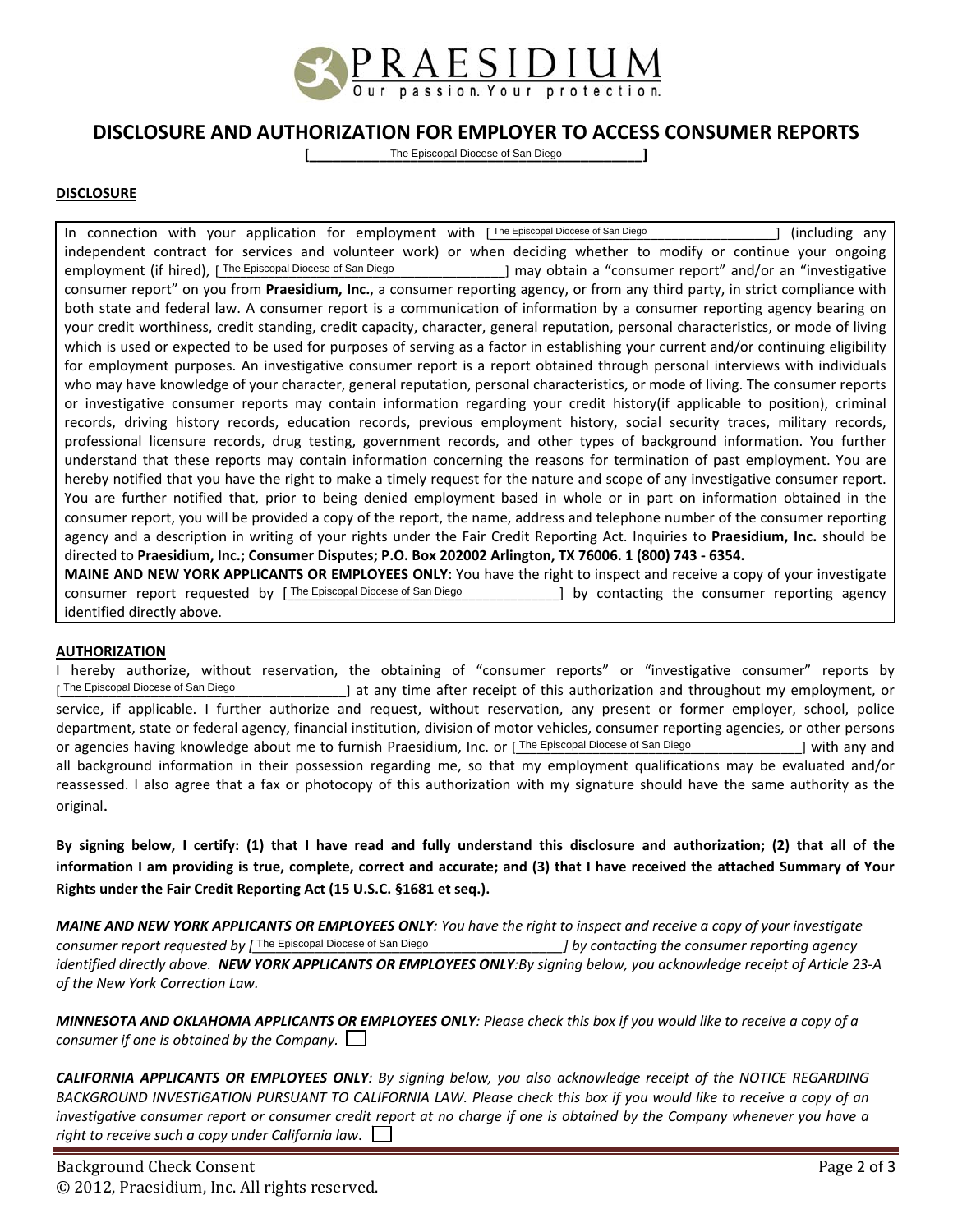PRAESIDIUM

Our passion. Your protection.

# DISCLOSURE AND AUTHORIZATION FOR EMPLOYER TO ACCESS CONSUMER REPORTS

[The Episcopal Diocese of San Diego]

## DISCLOSURE

In connection with your application for employment with [The Episcopal Diocese of San Diego] (including any independent contract for services and volunteer work) or when deciding whether to modify or continue your ongoing employment (if hired), [The Episcopal Diocese of San Diego] may obtain a "consumer report" and/or an "investigative consumer report" on you from **Praesidium, Inc.**, a consumer reporting agency, or from any third party, in strict compliance with both state and federal law. A consumer report is a communication of information by a consumer reporting agency bearing on your credit worthiness, credit standing, credit capacity, character, general reputation, personal characteristics, or mode of living which is used or expected to be used for purposes of serving as a factor in establishing your current and/or continuing eligibility for employment purposes. An investigative consumer report is a report obtained through personal interviews with individuals who may have knowledge of your character, general reputation, personal characteristics, or mode of living. The consumer reports or investigative consumer reports may contain information regarding your credit history(if applicable to position), criminal records, driving history records, education records, previous employment history, social security traces, military records, professional licensure records, drug testing, government records, and other types of background information. You further understand that these reports may contain information concerning the reasons for termination of past employment. You are hereby notified that you have the right to make a timely request for the nature and scope of any investigative consumer report. You are further notified that, prior to being denied employment based in whole or in part on information obtained in the consumer report, you will be provided a copy of the report, the name, address and telephone number of the consumer reporting agency and a description in writing of your rights under the Fair Credit Reporting Act. Inquiries to **Praesidium, Inc.** should be directed to **Praesidium, Inc.; Consumer Disputes; P.O. Box 202002 Arlington, TX 76006. 1 (800) 743 - 6354.**

**MAINE AND NEW YORK APPLICANTS OR EMPLOYEES ONLY**: You have the right to inspect and receive a copy of your investigate consumer report requested by [The Episcopal Diocese of San Diego] by contacting the consumer reporting agency identified directly above.

## AUTHORIZATION

I hereby authorize, without reservation, the obtaining of "consumer reports" or "investigative consumer" reports by [The Episcopal Diocese of San Diego] at any time after receipt of this authorization and throughout my employment, or service, if applicable. I further authorize and request, without reservation, any present or former employer, school, police department, state or federal agency, financial institution, division of motor vehicles, consumer reporting agencies, or other persons or agencies having knowledge about me to furnish Praesidium, Inc. or [The Episcopal Diocese of San Diego] with any and all background information in their possession regarding me, so that my employment qualifications may be evaluated and/or reassessed. I also agree that a fax or photocopy of this authorization with my signature should have the same authority as the original.

**By signing below, I certify: (1) that I have read and fully understand this disclosure and authorization; (2) that all of the information I am providing is true, complete, correct and accurate; and (3) that I have received the attached Summary of Your Rights under the Fair Credit Reporting Act (15 U.S.C. §1681 et seq.).**

***MAINE AND NEW YORK APPLICANTS OR EMPLOYEES ONLY****: You have the right to inspect and receive a copy of your investigate consumer report requested by [The Episcopal Diocese of San Diego] by contacting the consumer reporting agency identified directly above.* ***NEW YORK APPLICANTS OR EMPLOYEES ONLY****:By signing below, you acknowledge receipt of Article 23-A of the New York Correction Law.*

***MINNESOTA AND OKLAHOMA APPLICANTS OR EMPLOYEES ONLY****: Please check this box if you would like to receive a copy of a consumer if one is obtained by the Company.* ☐

***CALIFORNIA APPLICANTS OR EMPLOYEES ONLY****: By signing below, you also acknowledge receipt of the NOTICE REGARDING BACKGROUND INVESTIGATION PURSUANT TO CALIFORNIA LAW. Please check this box if you would like to receive a copy of an investigative consumer report or consumer credit report at no charge if one is obtained by the Company whenever you have a right to receive such a copy under California law.* ☐

Background Check Consent

© 2012, Praesidium, Inc. All rights reserved.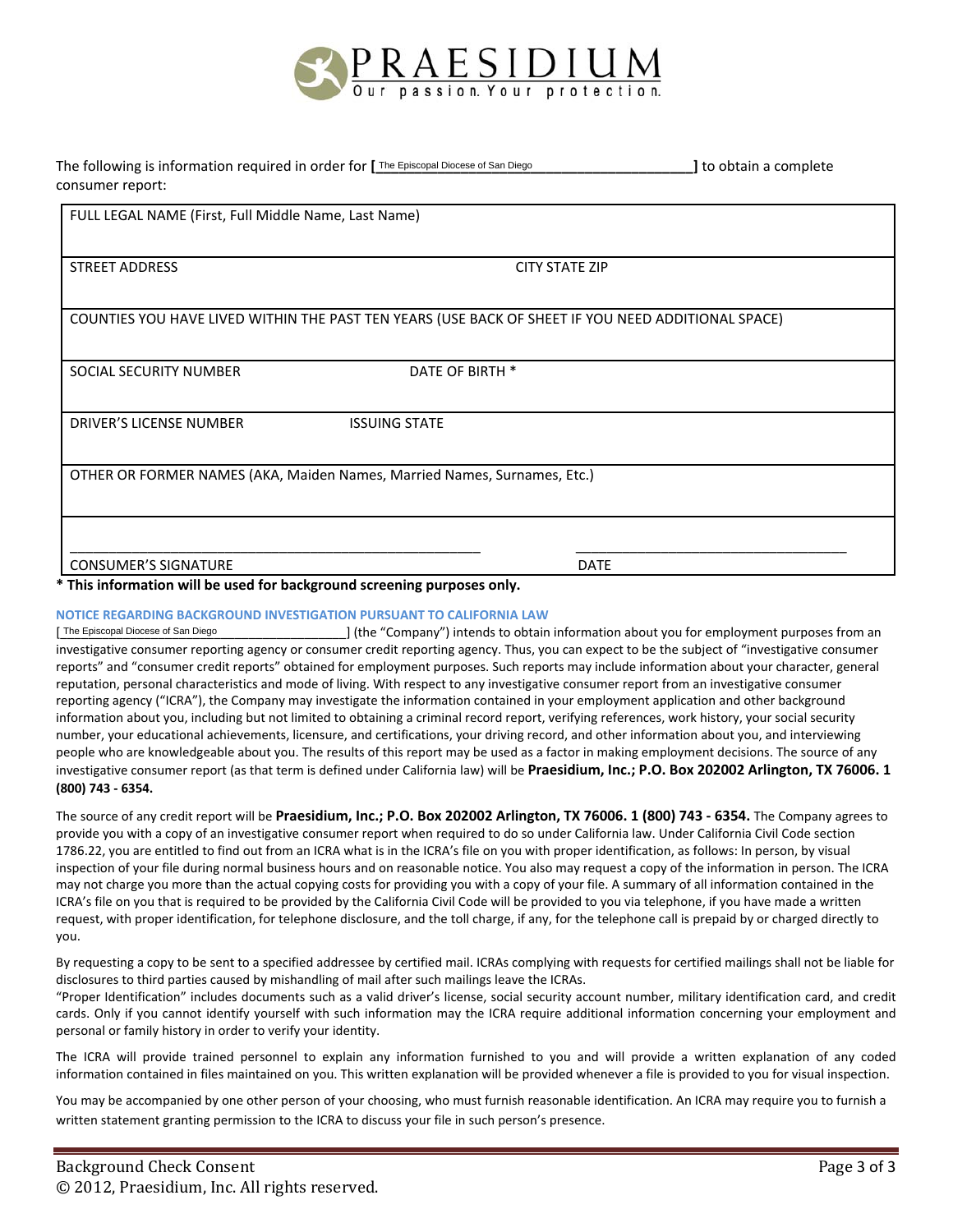PRAESIDIUM

Our passion. Your protection.

The following is information required in order for [The Episcopal Diocese of San Diego] to obtain a complete consumer report:

| | |
|---|---|
| FULL LEGAL NAME (First, Full Middle Name, Last Name) | |
| STREET ADDRESS | CITY STATE ZIP |
| COUNTIES YOU HAVE LIVED WITHIN THE PAST TEN YEARS (USE BACK OF SHEET IF YOU NEED ADDITIONAL SPACE) | |
| SOCIAL SECURITY NUMBER | DATE OF BIRTH * |
| DRIVER'S LICENSE NUMBER | ISSUING STATE |
| OTHER OR FORMER NAMES (AKA, Maiden Names, Married Names, Surnames, Etc.) | |
| CONSUMER'S SIGNATURE | DATE |

**\* This information will be used for background screening purposes only.**

**NOTICE REGARDING BACKGROUND INVESTIGATION PURSUANT TO CALIFORNIA LAW**

[The Episcopal Diocese of San Diego] (the "Company") intends to obtain information about you for employment purposes from an investigative consumer reporting agency or consumer credit reporting agency. Thus, you can expect to be the subject of "investigative consumer reports" and "consumer credit reports" obtained for employment purposes. Such reports may include information about your character, general reputation, personal characteristics and mode of living. With respect to any investigative consumer report from an investigative consumer reporting agency ("ICRA"), the Company may investigate the information contained in your employment application and other background information about you, including but not limited to obtaining a criminal record report, verifying references, work history, your social security number, your educational achievements, licensure, and certifications, your driving record, and other information about you, and interviewing people who are knowledgeable about you. The results of this report may be used as a factor in making employment decisions. The source of any investigative consumer report (as that term is defined under California law) will be **Praesidium, Inc.; P.O. Box 202002 Arlington, TX 76006. 1 (800) 743 - 6354.**

The source of any credit report will be **Praesidium, Inc.; P.O. Box 202002 Arlington, TX 76006. 1 (800) 743 - 6354.** The Company agrees to provide you with a copy of an investigative consumer report when required to do so under California law. Under California Civil Code section 1786.22, you are entitled to find out from an ICRA what is in the ICRA's file on you with proper identification, as follows: In person, by visual inspection of your file during normal business hours and on reasonable notice. You also may request a copy of the information in person. The ICRA may not charge you more than the actual copying costs for providing you with a copy of your file. A summary of all information contained in the ICRA's file on you that is required to be provided by the California Civil Code will be provided to you via telephone, if you have made a written request, with proper identification, for telephone disclosure, and the toll charge, if any, for the telephone call is prepaid by or charged directly to you.

By requesting a copy to be sent to a specified addressee by certified mail. ICRAs complying with requests for certified mailings shall not be liable for disclosures to third parties caused by mishandling of mail after such mailings leave the ICRAs.

"Proper Identification" includes documents such as a valid driver's license, social security account number, military identification card, and credit cards. Only if you cannot identify yourself with such information may the ICRA require additional information concerning your employment and personal or family history in order to verify your identity.

The ICRA will provide trained personnel to explain any information furnished to you and will provide a written explanation of any coded information contained in files maintained on you. This written explanation will be provided whenever a file is provided to you for visual inspection.

You may be accompanied by one other person of your choosing, who must furnish reasonable identification. An ICRA may require you to furnish a written statement granting permission to the ICRA to discuss your file in such person's presence.

Background Check Consent

© 2012, Praesidium, Inc. All rights reserved.